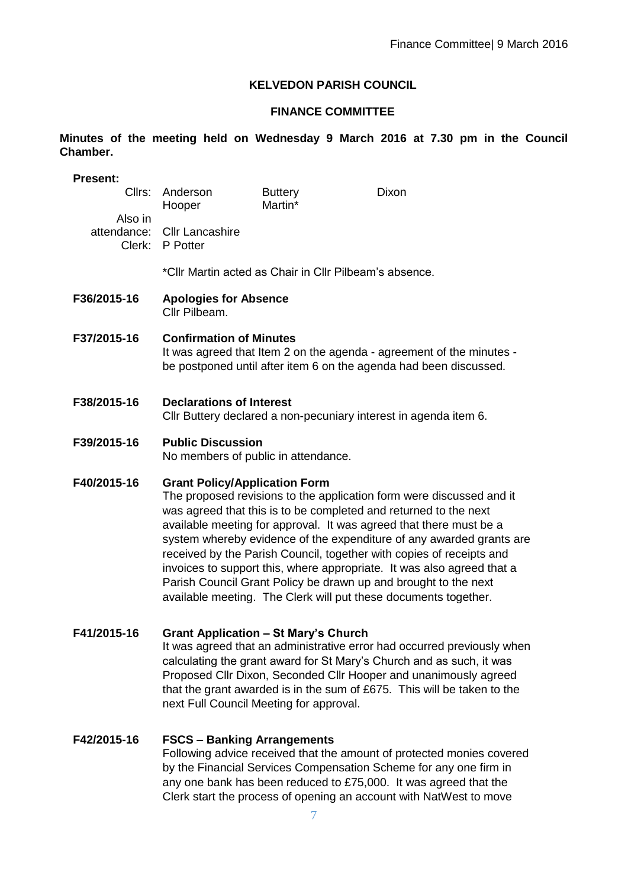**KELVEDON PARISH COUNCIL**

**FINANCE COMMITTEE**

**Minutes of the meeting held on Wednesday 9 March 2016 at 7.30 pm in the Council Chamber.**

**Present:**

| | | | |
|---|---|---|---|
| Cllrs: | Anderson | Buttery | Dixon |
| | Hooper | Martin* | |
| Also in attendance: | Cllr Lancashire | | |
| Clerk: | P Potter | | |

*Cllr Martin acted as Chair in Cllr Pilbeam's absence.

**F36/2015-16 Apologies for Absence**

Cllr Pilbeam.

**F37/2015-16 Confirmation of Minutes**

It was agreed that Item 2 on the agenda - agreement of the minutes - be postponed until after item 6 on the agenda had been discussed.

**F38/2015-16 Declarations of Interest**

Cllr Buttery declared a non-pecuniary interest in agenda item 6.

**F39/2015-16 Public Discussion**

No members of public in attendance.

**F40/2015-16 Grant Policy/Application Form**

The proposed revisions to the application form were discussed and it was agreed that this is to be completed and returned to the next available meeting for approval. It was agreed that there must be a system whereby evidence of the expenditure of any awarded grants are received by the Parish Council, together with copies of receipts and invoices to support this, where appropriate. It was also agreed that a Parish Council Grant Policy be drawn up and brought to the next available meeting. The Clerk will put these documents together.

**F41/2015-16 Grant Application – St Mary's Church**

It was agreed that an administrative error had occurred previously when calculating the grant award for St Mary's Church and as such, it was Proposed Cllr Dixon, Seconded Cllr Hooper and unanimously agreed that the grant awarded is in the sum of £675. This will be taken to the next Full Council Meeting for approval.

**F42/2015-16 FSCS – Banking Arrangements**

Following advice received that the amount of protected monies covered by the Financial Services Compensation Scheme for any one firm in any one bank has been reduced to £75,000. It was agreed that the Clerk start the process of opening an account with NatWest to move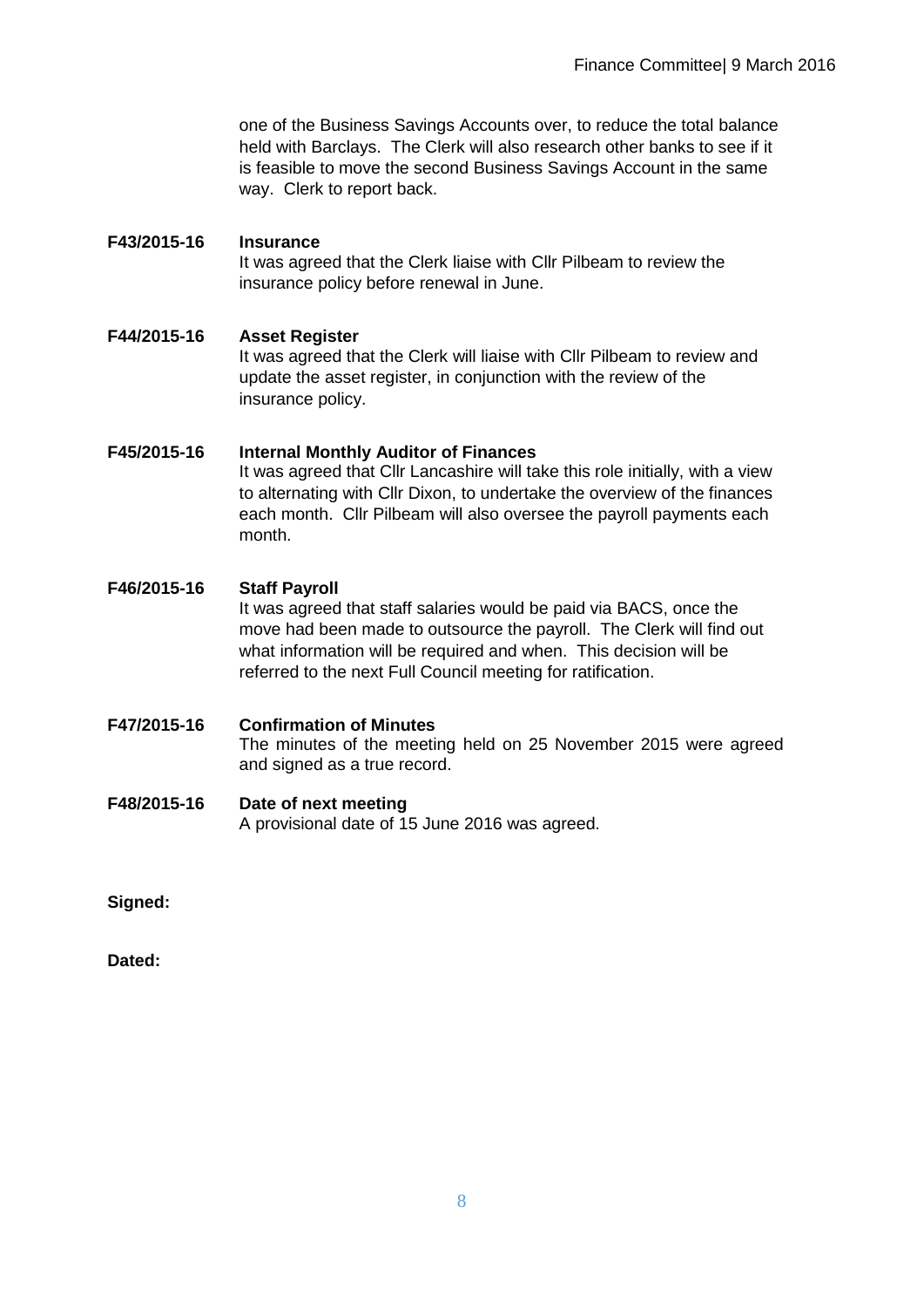one of the Business Savings Accounts over, to reduce the total balance held with Barclays. The Clerk will also research other banks to see if it is feasible to move the second Business Savings Account in the same way. Clerk to report back.

**F43/2015-16 Insurance**

It was agreed that the Clerk liaise with Cllr Pilbeam to review the insurance policy before renewal in June.

**F44/2015-16 Asset Register**

It was agreed that the Clerk will liaise with Cllr Pilbeam to review and update the asset register, in conjunction with the review of the insurance policy.

**F45/2015-16 Internal Monthly Auditor of Finances**

It was agreed that Cllr Lancashire will take this role initially, with a view to alternating with Cllr Dixon, to undertake the overview of the finances each month. Cllr Pilbeam will also oversee the payroll payments each month.

**F46/2015-16 Staff Payroll**

It was agreed that staff salaries would be paid via BACS, once the move had been made to outsource the payroll. The Clerk will find out what information will be required and when. This decision will be referred to the next Full Council meeting for ratification.

**F47/2015-16 Confirmation of Minutes**

The minutes of the meeting held on 25 November 2015 were agreed and signed as a true record.

**F48/2015-16 Date of next meeting**

A provisional date of 15 June 2016 was agreed.

**Signed:**

**Dated:**